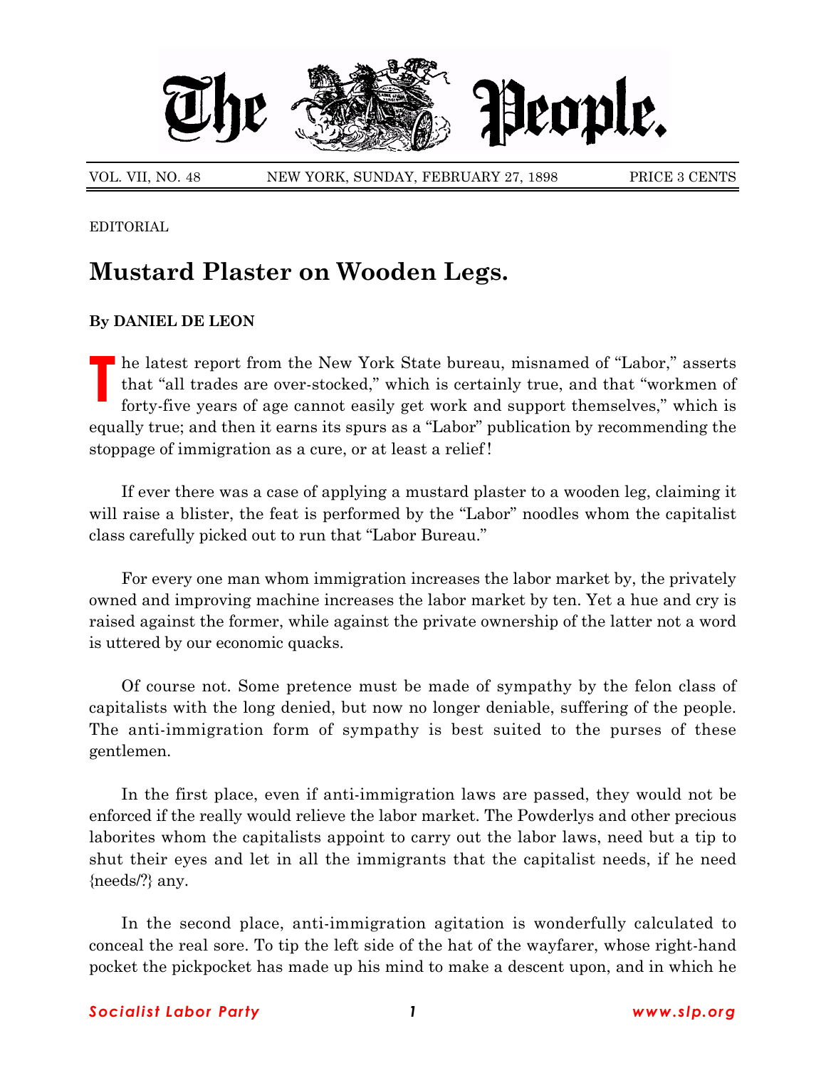# The People.

VOL. VII, NO. 48 NEW YORK, SUNDAY, FEBRUARY 27, 1898 PRICE 3 CENTS

EDITORIAL

## Mustard Plaster on Wooden Legs.

**By DANIEL DE LEON**

The latest report from the New York State bureau, misnamed of "Labor," asserts that "all trades are over-stocked," which is certainly true, and that "workmen of forty-five years of age cannot easily get work and support themselves," which is equally true; and then it earns its spurs as a "Labor" publication by recommending the stoppage of immigration as a cure, or at least a relief!

If ever there was a case of applying a mustard plaster to a wooden leg, claiming it will raise a blister, the feat is performed by the "Labor" noodles whom the capitalist class carefully picked out to run that "Labor Bureau."

For every one man whom immigration increases the labor market by, the privately owned and improving machine increases the labor market by ten. Yet a hue and cry is raised against the former, while against the private ownership of the latter not a word is uttered by our economic quacks.

Of course not. Some pretence must be made of sympathy by the felon class of capitalists with the long denied, but now no longer deniable, suffering of the people. The anti-immigration form of sympathy is best suited to the purses of these gentlemen.

In the first place, even if anti-immigration laws are passed, they would not be enforced if the really would relieve the labor market. The Powderlys and other precious laborites whom the capitalists appoint to carry out the labor laws, need but a tip to shut their eyes and let in all the immigrants that the capitalist needs, if he need {needs/?} any.

In the second place, anti-immigration agitation is wonderfully calculated to conceal the real sore. To tip the left side of the hat of the wayfarer, whose right-hand pocket the pickpocket has made up his mind to make a descent upon, and in which he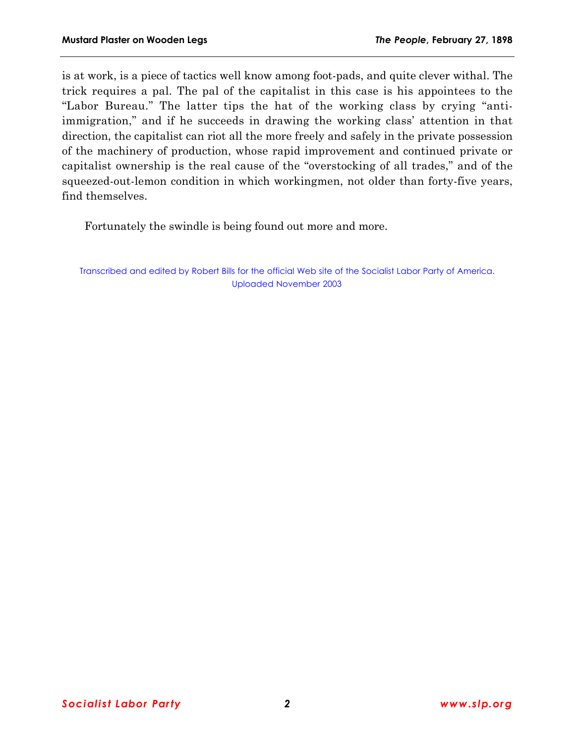is at work, is a piece of tactics well know among foot-pads, and quite clever withal. The trick requires a pal. The pal of the capitalist in this case is his appointees to the "Labor Bureau." The latter tips the hat of the working class by crying "anti-immigration," and if he succeeds in drawing the working class' attention in that direction, the capitalist can riot all the more freely and safely in the private possession of the machinery of production, whose rapid improvement and continued private or capitalist ownership is the real cause of the "overstocking of all trades," and of the squeezed-out-lemon condition in which workingmen, not older than forty-five years, find themselves.

Fortunately the swindle is being found out more and more.

Transcribed and edited by Robert Bills for the official Web site of the Socialist Labor Party of America.
Uploaded November 2003